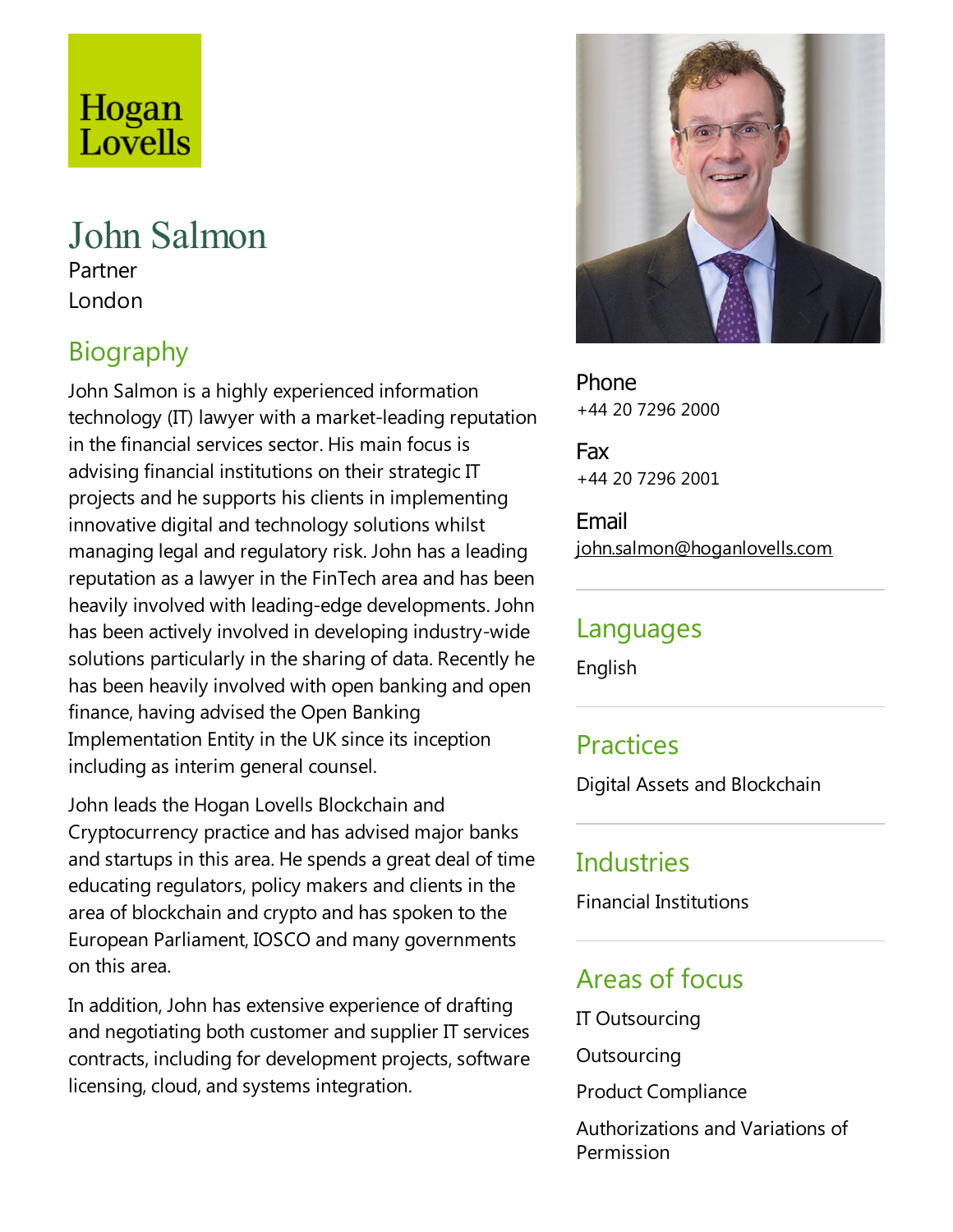Hogan Lovells

# John Salmon

Partner

London

## Biography

John Salmon is a highly experienced information technology (IT) lawyer with a market-leading reputation in the financial services sector. His main focus is advising financial institutions on their strategic IT projects and he supports his clients in implementing innovative digital and technology solutions whilst managing legal and regulatory risk. John has a leading reputation as a lawyer in the FinTech area and has been heavily involved with leading-edge developments. John has been actively involved in developing industry-wide solutions particularly in the sharing of data. Recently he has been heavily involved with open banking and open finance, having advised the Open Banking Implementation Entity in the UK since its inception including as interim general counsel.

John leads the Hogan Lovells Blockchain and Cryptocurrency practice and has advised major banks and startups in this area. He spends a great deal of time educating regulators, policy makers and clients in the area of blockchain and crypto and has spoken to the European Parliament, IOSCO and many governments on this area.

In addition, John has extensive experience of drafting and negotiating both customer and supplier IT services contracts, including for development projects, software licensing, cloud, and systems integration.

**Phone**
+44 20 7296 2000

**Fax**
+44 20 7296 2001

**Email**
john.salmon@hoganlovells.com

## Languages

English

## Practices

Digital Assets and Blockchain

## Industries

Financial Institutions

## Areas of focus

IT Outsourcing

Outsourcing

Product Compliance

Authorizations and Variations of Permission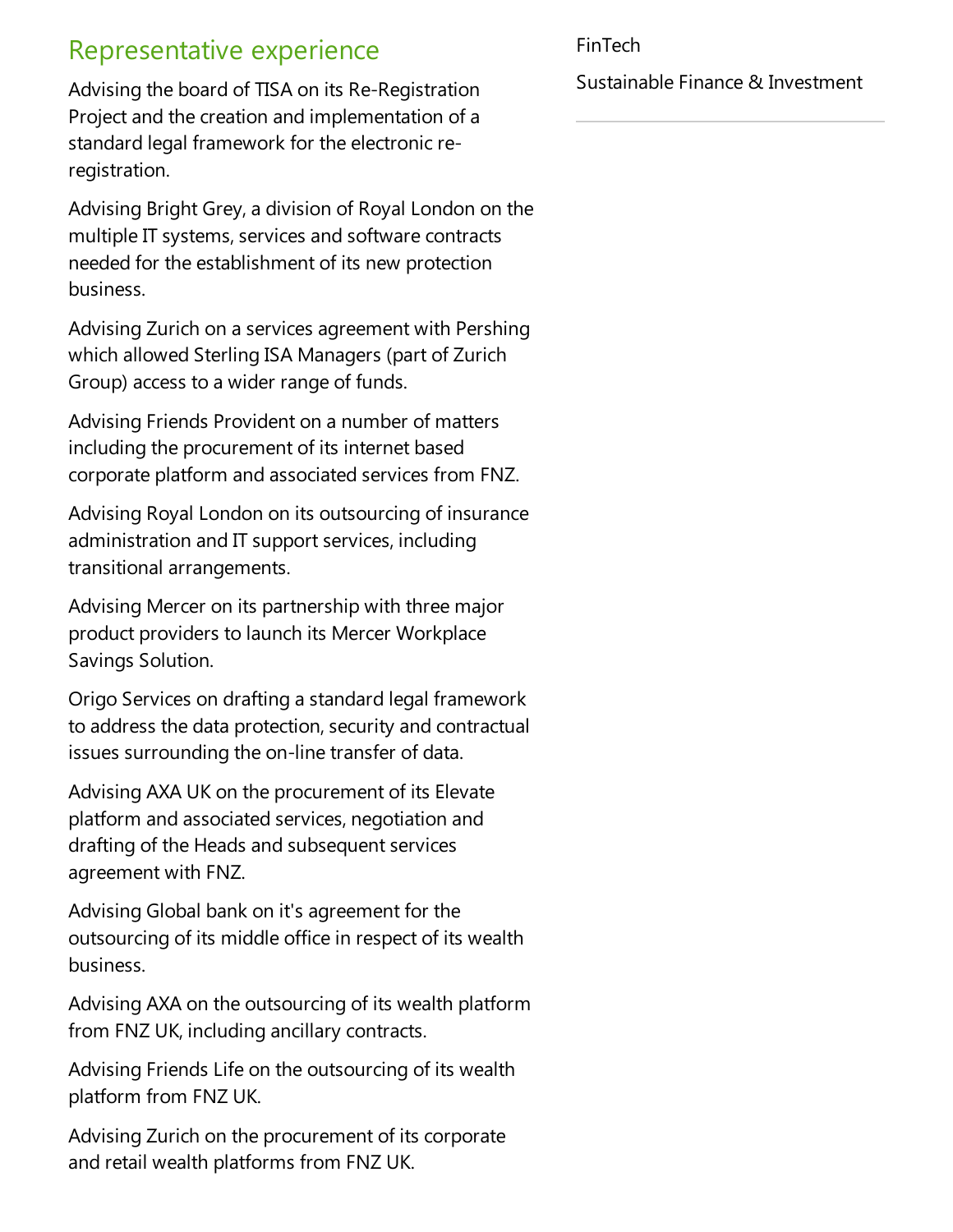## Representative experience

Advising the board of TISA on its Re-Registration Project and the creation and implementation of a standard legal framework for the electronic re-registration.

Advising Bright Grey, a division of Royal London on the multiple IT systems, services and software contracts needed for the establishment of its new protection business.

Advising Zurich on a services agreement with Pershing which allowed Sterling ISA Managers (part of Zurich Group) access to a wider range of funds.

Advising Friends Provident on a number of matters including the procurement of its internet based corporate platform and associated services from FNZ.

Advising Royal London on its outsourcing of insurance administration and IT support services, including transitional arrangements.

Advising Mercer on its partnership with three major product providers to launch its Mercer Workplace Savings Solution.

Origo Services on drafting a standard legal framework to address the data protection, security and contractual issues surrounding the on-line transfer of data.

Advising AXA UK on the procurement of its Elevate platform and associated services, negotiation and drafting of the Heads and subsequent services agreement with FNZ.

Advising Global bank on it's agreement for the outsourcing of its middle office in respect of its wealth business.

Advising AXA on the outsourcing of its wealth platform from FNZ UK, including ancillary contracts.

Advising Friends Life on the outsourcing of its wealth platform from FNZ UK.

Advising Zurich on the procurement of its corporate and retail wealth platforms from FNZ UK.

FinTech

Sustainable Finance & Investment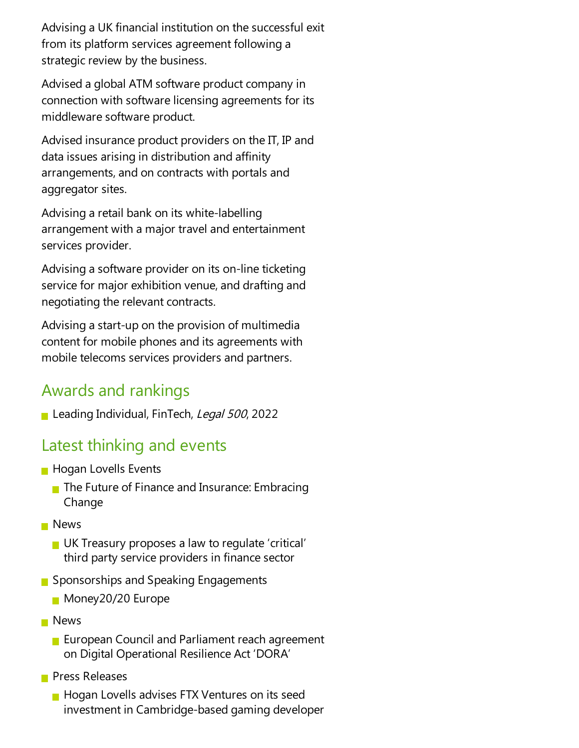Advising a UK financial institution on the successful exit from its platform services agreement following a strategic review by the business.

Advised a global ATM software product company in connection with software licensing agreements for its middleware software product.

Advised insurance product providers on the IT, IP and data issues arising in distribution and affinity arrangements, and on contracts with portals and aggregator sites.

Advising a retail bank on its white-labelling arrangement with a major travel and entertainment services provider.

Advising a software provider on its on-line ticketing service for major exhibition venue, and drafting and negotiating the relevant contracts.

Advising a start-up on the provision of multimedia content for mobile phones and its agreements with mobile telecoms services providers and partners.

## Awards and rankings

- Leading Individual, FinTech, *Legal 500*, 2022

## Latest thinking and events

- Hogan Lovells Events
  - The Future of Finance and Insurance: Embracing Change
- News
  - UK Treasury proposes a law to regulate 'critical' third party service providers in finance sector
- Sponsorships and Speaking Engagements
  - Money20/20 Europe
- News
  - European Council and Parliament reach agreement on Digital Operational Resilience Act 'DORA'
- Press Releases
  - Hogan Lovells advises FTX Ventures on its seed investment in Cambridge-based gaming developer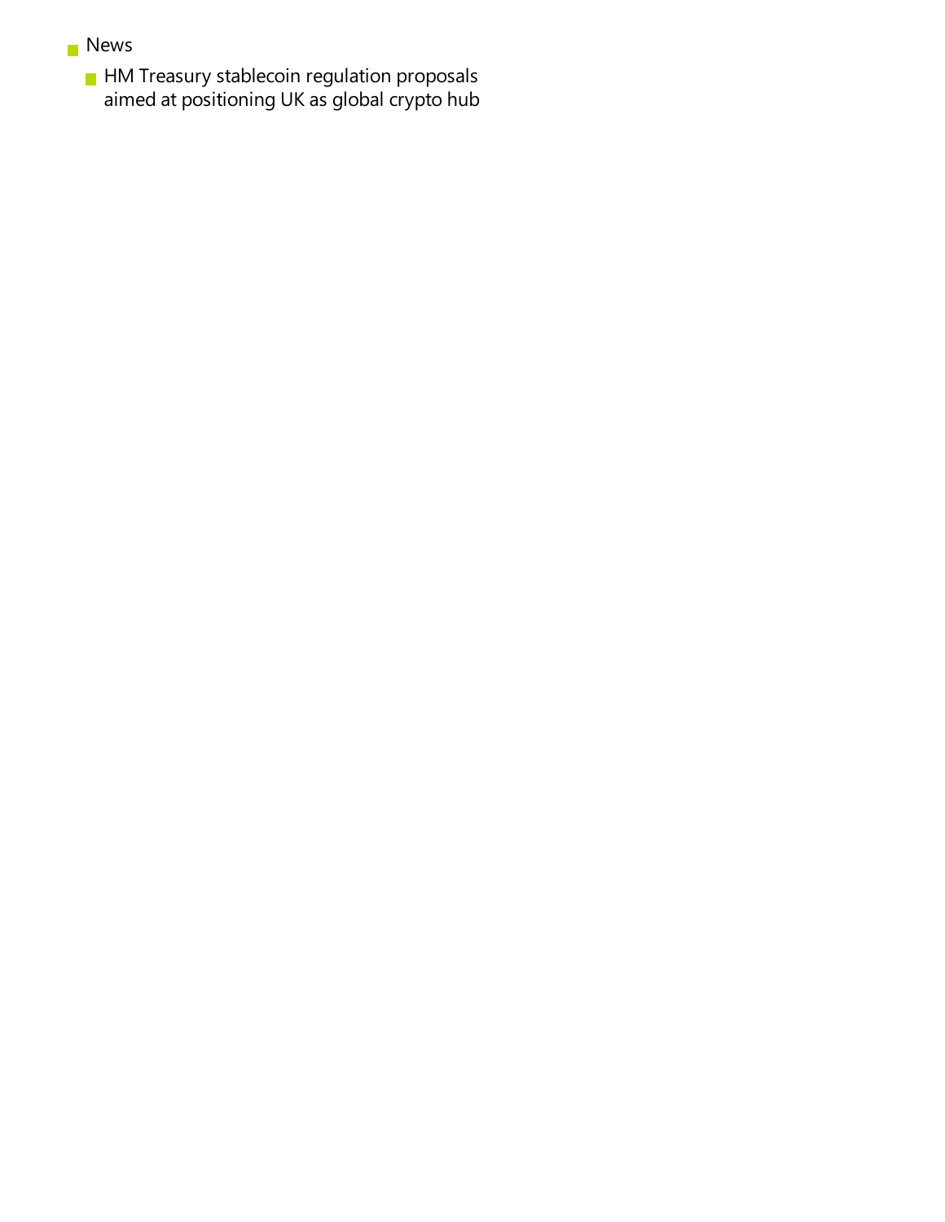- News
  - HM Treasury stablecoin regulation proposals aimed at positioning UK as global crypto hub